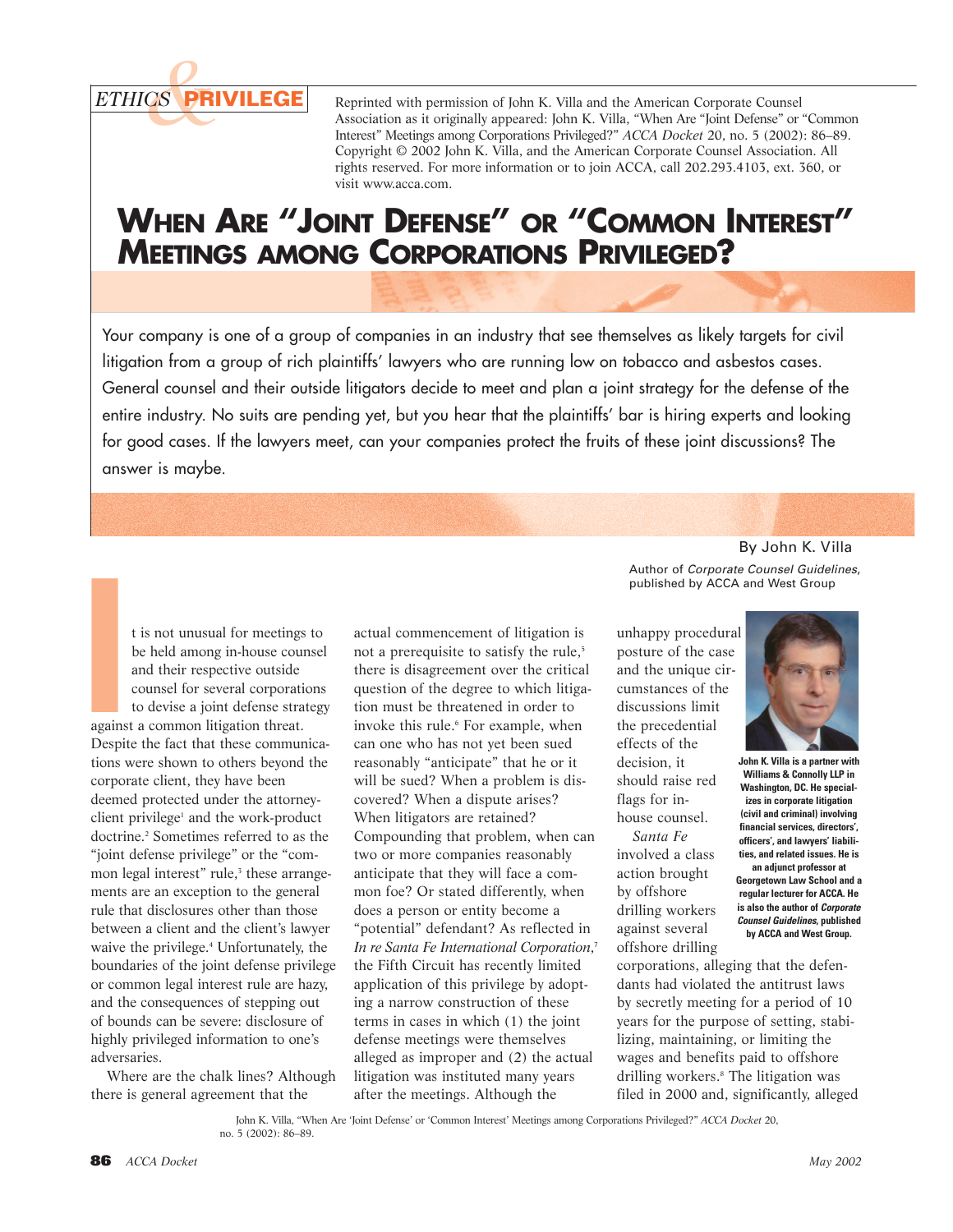ETHICS & PRIVILEGE

Reprinted with permission of John K. Villa and the American Corporate Counsel Association as it originally appeared: John K. Villa, "When Are "Joint Defense" or "Common Interest" Meetings among Corporations Privileged?" *ACCA Docket* 20, no. 5 (2002): 86–89. Copyright © 2002 John K. Villa, and the American Corporate Counsel Association. All rights reserved. For more information or to join ACCA, call 202.293.4103, ext. 360, or visit www.acca.com.

# When Are "Joint Defense" or "Common Interest" Meetings among Corporations Privileged?

Your company is one of a group of companies in an industry that see themselves as likely targets for civil litigation from a group of rich plaintiffs' lawyers who are running low on tobacco and asbestos cases. General counsel and their outside litigators decide to meet and plan a joint strategy for the defense of the entire industry. No suits are pending yet, but you hear that the plaintiffs' bar is hiring experts and looking for good cases. If the lawyers meet, can your companies protect the fruits of these joint discussions? The answer is maybe.

By John K. Villa

Author of *Corporate Counsel Guidelines,* published by ACCA and West Group

**John K. Villa is a partner with Williams & Connolly LLP in Washington, DC. He specializes in corporate litigation (civil and criminal) involving financial services, directors', officers', and lawyers' liabilities, and related issues. He is an adjunct professor at Georgetown Law School and a regular lecturer for ACCA. He is also the author of *Corporate Counsel Guidelines*, published by ACCA and West Group.**

It is not unusual for meetings to be held among in-house counsel and their respective outside counsel for several corporations to devise a joint defense strategy against a common litigation threat. Despite the fact that these communications were shown to others beyond the corporate client, they have been deemed protected under the attorney-client privilege[1] and the work-product doctrine.[2] Sometimes referred to as the "joint defense privilege" or the "common legal interest" rule,[3] these arrangements are an exception to the general rule that disclosures other than those between a client and the client's lawyer waive the privilege.[4] Unfortunately, the boundaries of the joint defense privilege or common legal interest rule are hazy, and the consequences of stepping out of bounds can be severe: disclosure of highly privileged information to one's adversaries.

Where are the chalk lines? Although there is general agreement that the actual commencement of litigation is not a prerequisite to satisfy the rule,[5] there is disagreement over the critical question of the degree to which litigation must be threatened in order to invoke this rule.[6] For example, when can one who has not yet been sued reasonably "anticipate" that he or it will be sued? When a problem is discovered? When a dispute arises? When litigators are retained? Compounding that problem, when can two or more companies reasonably anticipate that they will face a common foe? Or stated differently, when does a person or entity become a "potential" defendant? As reflected in *In re Santa Fe International Corporation*,[7] the Fifth Circuit has recently limited application of this privilege by adopting a narrow construction of these terms in cases in which (1) the joint defense meetings were themselves alleged as improper and (2) the actual litigation was instituted many years after the meetings. Although the unhappy procedural posture of the case and the unique circumstances of the discussions limit the precedential effects of the decision, it should raise red flags for in-house counsel.

*Santa Fe* involved a class action brought by offshore drilling workers against several offshore drilling corporations, alleging that the defendants had violated the antitrust laws by secretly meeting for a period of 10 years for the purpose of setting, stabilizing, maintaining, or limiting the wages and benefits paid to offshore drilling workers.[8] The litigation was filed in 2000 and, significantly, alleged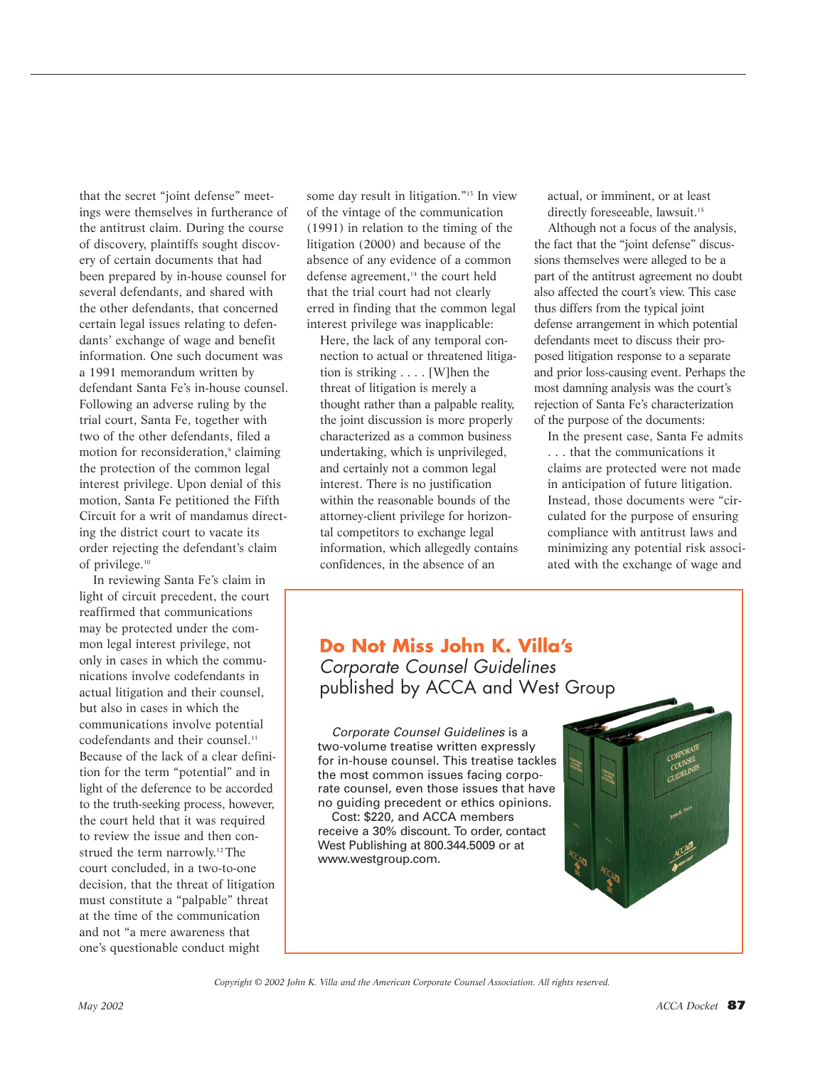that the secret "joint defense" meetings were themselves in furtherance of the antitrust claim. During the course of discovery, plaintiffs sought discovery of certain documents that had been prepared by in-house counsel for several defendants, and shared with the other defendants, that concerned certain legal issues relating to defendants' exchange of wage and benefit information. One such document was a 1991 memorandum written by defendant Santa Fe's in-house counsel. Following an adverse ruling by the trial court, Santa Fe, together with two of the other defendants, filed a motion for reconsideration,[9] claiming the protection of the common legal interest privilege. Upon denial of this motion, Santa Fe petitioned the Fifth Circuit for a writ of mandamus directing the district court to vacate its order rejecting the defendant's claim of privilege.[10]

In reviewing Santa Fe's claim in light of circuit precedent, the court reaffirmed that communications may be protected under the common legal interest privilege, not only in cases in which the communications involve codefendants in actual litigation and their counsel, but also in cases in which the communications involve potential codefendants and their counsel.[11] Because of the lack of a clear definition for the term "potential" and in light of the deference to be accorded to the truth-seeking process, however, the court held that it was required to review the issue and then construed the term narrowly.[12] The court concluded, in a two-to-one decision, that the threat of litigation must constitute a "palpable" threat at the time of the communication and not "a mere awareness that one's questionable conduct might some day result in litigation."[13] In view of the vintage of the communication (1991) in relation to the timing of the litigation (2000) and because of the absence of any evidence of a common defense agreement,[14] the court held that the trial court had not clearly erred in finding that the common legal interest privilege was inapplicable:

> Here, the lack of any temporal connection to actual or threatened litigation is striking . . . . [W]hen the threat of litigation is merely a thought rather than a palpable reality, the joint discussion is more properly characterized as a common business undertaking, which is unprivileged, and certainly not a common legal interest. There is no justification within the reasonable bounds of the attorney-client privilege for horizontal competitors to exchange legal information, which allegedly contains confidences, in the absence of an actual, or imminent, or at least directly foreseeable, lawsuit.[15]

Although not a focus of the analysis, the fact that the "joint defense" discussions themselves were alleged to be a part of the antitrust agreement no doubt also affected the court's view. This case thus differs from the typical joint defense arrangement in which potential defendants meet to discuss their proposed litigation response to a separate and prior loss-causing event. Perhaps the most damning analysis was the court's rejection of Santa Fe's characterization of the purpose of the documents:

> In the present case, Santa Fe admits . . . that the communications it claims are protected were not made in anticipation of future litigation. Instead, those documents were "circulated for the purpose of ensuring compliance with antitrust laws and minimizing any potential risk associated with the exchange of wage and

**Do Not Miss John K. Villa's**
*Corporate Counsel Guidelines*
published by ACCA and West Group

*Corporate Counsel Guidelines* is a two-volume treatise written expressly for in-house counsel. This treatise tackles the most common issues facing corporate counsel, even those issues that have no guiding precedent or ethics opinions.

Cost: $220, and ACCA members receive a 30% discount. To order, contact West Publishing at 800.344.5009 or at www.westgroup.com.

*Copyright © 2002 John K. Villa and the American Corporate Counsel Association. All rights reserved.*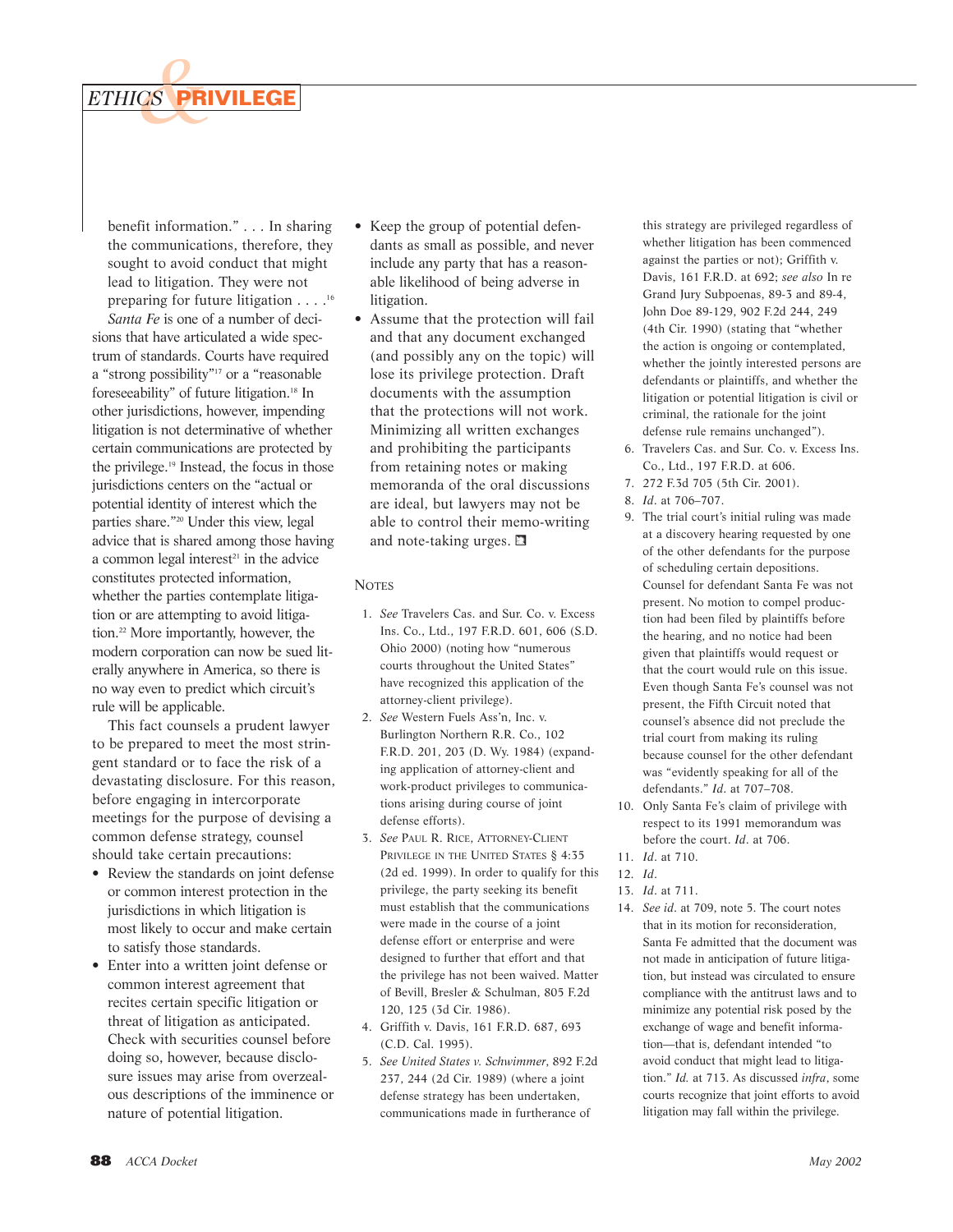benefit information." . . . In sharing the communications, therefore, they sought to avoid conduct that might lead to litigation. They were not preparing for future litigation . . . .[16]

*Santa Fe* is one of a number of decisions that have articulated a wide spectrum of standards. Courts have required a "strong possibility"[17] or a "reasonable foreseeability" of future litigation.[18] In other jurisdictions, however, impending litigation is not determinative of whether certain communications are protected by the privilege.[19] Instead, the focus in those jurisdictions centers on the "actual or potential identity of interest which the parties share."[20] Under this view, legal advice that is shared among those having a common legal interest[21] in the advice constitutes protected information, whether the parties contemplate litigation or are attempting to avoid litigation.[22] More importantly, however, the modern corporation can now be sued literally anywhere in America, so there is no way even to predict which circuit's rule will be applicable.

This fact counsels a prudent lawyer to be prepared to meet the most stringent standard or to face the risk of a devastating disclosure. For this reason, before engaging in intercorporate meetings for the purpose of devising a common defense strategy, counsel should take certain precautions:

- Review the standards on joint defense or common interest protection in the jurisdictions in which litigation is most likely to occur and make certain to satisfy those standards.
- Enter into a written joint defense or common interest agreement that recites certain specific litigation or threat of litigation as anticipated. Check with securities counsel before doing so, however, because disclosure issues may arise from overzealous descriptions of the imminence or nature of potential litigation.
- Keep the group of potential defendants as small as possible, and never include any party that has a reasonable likelihood of being adverse in litigation.
- Assume that the protection will fail and that any document exchanged (and possibly any on the topic) will lose its privilege protection. Draft documents with the assumption that the protections will not work. Minimizing all written exchanges and prohibiting the participants from retaining notes or making memoranda of the oral discussions are ideal, but lawyers may not be able to control their memo-writing and note-taking urges. ❑

## Notes

1. *See* Travelers Cas. and Sur. Co. v. Excess Ins. Co., Ltd., 197 F.R.D. 601, 606 (S.D. Ohio 2000) (noting how "numerous courts throughout the United States" have recognized this application of the attorney-client privilege).
2. *See* Western Fuels Ass'n, Inc. v. Burlington Northern R.R. Co., 102 F.R.D. 201, 203 (D. Wy. 1984) (expanding application of attorney-client and work-product privileges to communications arising during course of joint defense efforts).
3. *See* Paul R. Rice, Attorney-Client Privilege in the United States § 4:35 (2d ed. 1999). In order to qualify for this privilege, the party seeking its benefit must establish that the communications were made in the course of a joint defense effort or enterprise and were designed to further that effort and that the privilege has not been waived. Matter of Bevill, Bresler & Schulman, 805 F.2d 120, 125 (3d Cir. 1986).
4. Griffith v. Davis, 161 F.R.D. 687, 693 (C.D. Cal. 1995).
5. *See United States v. Schwimmer*, 892 F.2d 237, 244 (2d Cir. 1989) (where a joint defense strategy has been undertaken, communications made in furtherance of this strategy are privileged regardless of whether litigation has been commenced against the parties or not); Griffith v. Davis, 161 F.R.D. at 692; *see also* In re Grand Jury Subpoenas, 89-3 and 89-4, John Doe 89-129, 902 F.2d 244, 249 (4th Cir. 1990) (stating that "whether the action is ongoing or contemplated, whether the jointly interested persons are defendants or plaintiffs, and whether the litigation or potential litigation is civil or criminal, the rationale for the joint defense rule remains unchanged").
6. Travelers Cas. and Sur. Co. v. Excess Ins. Co., Ltd., 197 F.R.D. at 606.
7. 272 F.3d 705 (5th Cir. 2001).
8. *Id.* at 706–707.
9. The trial court's initial ruling was made at a discovery hearing requested by one of the other defendants for the purpose of scheduling certain depositions. Counsel for defendant Santa Fe was not present. No motion to compel production had been filed by plaintiffs before the hearing, and no notice had been given that plaintiffs would request or that the court would rule on this issue. Even though Santa Fe's counsel was not present, the Fifth Circuit noted that counsel's absence did not preclude the trial court from making its ruling because counsel for the other defendant was "evidently speaking for all of the defendants." *Id.* at 707–708.
10. Only Santa Fe's claim of privilege with respect to its 1991 memorandum was before the court. *Id.* at 706.
11. *Id.* at 710.
12. *Id.*
13. *Id.* at 711.
14. *See id.* at 709, note 5. The court notes that in its motion for reconsideration, Santa Fe admitted that the document was not made in anticipation of future litigation, but instead was circulated to ensure compliance with the antitrust laws and to minimize any potential risk posed by the exchange of wage and benefit information—that is, defendant intended "to avoid conduct that might lead to litigation." *Id.* at 713. As discussed *infra*, some courts recognize that joint efforts to avoid litigation may fall within the privilege.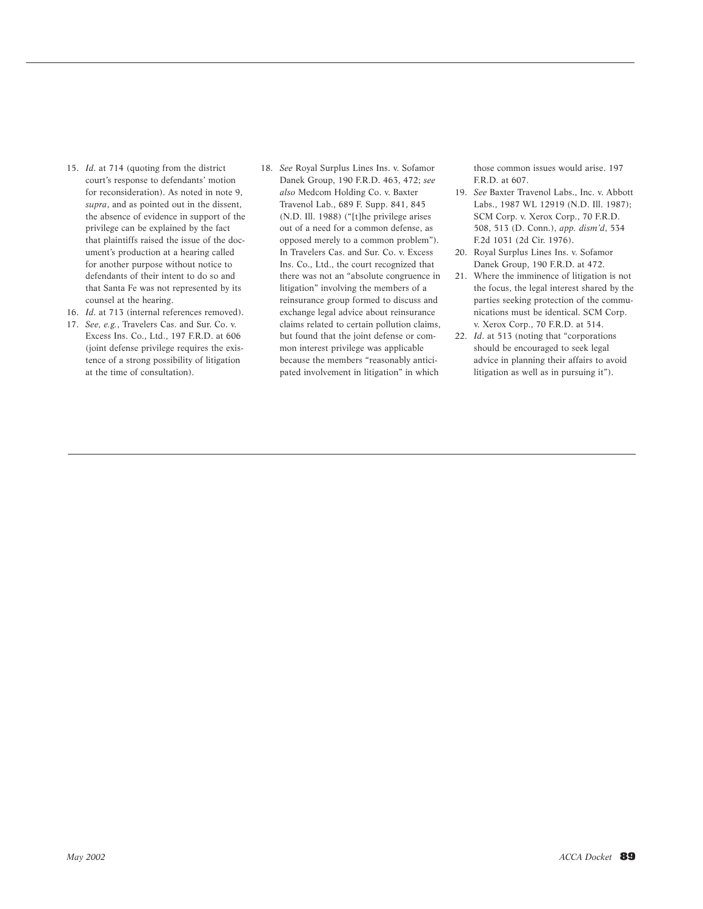15. *Id.* at 714 (quoting from the district court's response to defendants' motion for reconsideration). As noted in note 9, *supra*, and as pointed out in the dissent, the absence of evidence in support of the privilege can be explained by the fact that plaintiffs raised the issue of the document's production at a hearing called for another purpose without notice to defendants of their intent to do so and that Santa Fe was not represented by its counsel at the hearing.
16. *Id.* at 713 (internal references removed).
17. *See, e.g.*, Travelers Cas. and Sur. Co. v. Excess Ins. Co., Ltd., 197 F.R.D. at 606 (joint defense privilege requires the existence of a strong possibility of litigation at the time of consultation).
18. *See* Royal Surplus Lines Ins. v. Sofamor Danek Group, 190 F.R.D. 463, 472; *see also* Medcom Holding Co. v. Baxter Travenol Lab., 689 F. Supp. 841, 845 (N.D. Ill. 1988) ("[t]he privilege arises out of a need for a common defense, as opposed merely to a common problem"). In Travelers Cas. and Sur. Co. v. Excess Ins. Co., Ltd., the court recognized that there was not an "absolute congruence in litigation" involving the members of a reinsurance group formed to discuss and exchange legal advice about reinsurance claims related to certain pollution claims, but found that the joint defense or common interest privilege was applicable because the members "reasonably anticipated involvement in litigation" in which those common issues would arise. 197 F.R.D. at 607.
19. *See* Baxter Travenol Labs., Inc. v. Abbott Labs., 1987 WL 12919 (N.D. Ill. 1987); SCM Corp. v. Xerox Corp., 70 F.R.D. 508, 513 (D. Conn.), *app. dism'd*, 534 F.2d 1031 (2d Cir. 1976).
20. Royal Surplus Lines Ins. v. Sofamor Danek Group, 190 F.R.D. at 472.
21. Where the imminence of litigation is not the focus, the legal interest shared by the parties seeking protection of the communications must be identical. SCM Corp. v. Xerox Corp., 70 F.R.D. at 514.
22. *Id.* at 513 (noting that "corporations should be encouraged to seek legal advice in planning their affairs to avoid litigation as well as in pursuing it").